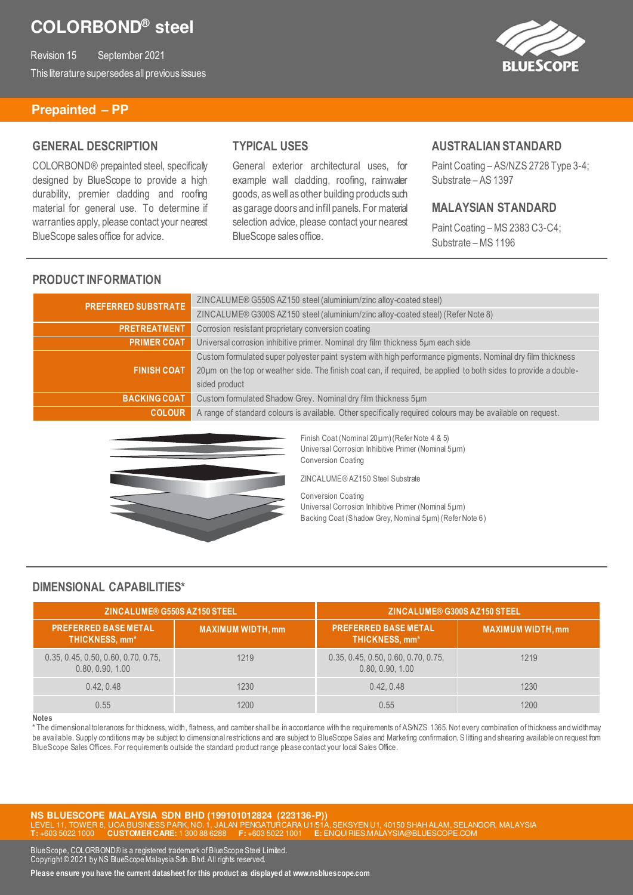# COLORBOND® steel

Revision 15 September 2021

This literature supersedes all previous issues

## Prepainted – PP

### GENERAL DESCRIPTION

COLORBOND® prepainted steel, specifically designed by BlueScope to provide a high durability, premier cladding and roofing material for general use. To determine if warranties apply, please contact your nearest BlueScope sales office for advice.

### TYPICAL USES

General exterior architectural uses, for example wall cladding, roofing, rainwater goods, as well as other building products such as garage doors and infill panels. For material selection advice, please contact your nearest BlueScope sales office.

### AUSTRALIAN STANDARD

Paint Coating – AS/NZS 2728 Type 3-4; Substrate – AS 1397

### MALAYSIAN STANDARD

Paint Coating – MS 2383 C3-C4; Substrate – MS 1196

### PRODUCT INFORMATION

| | |
|---|---|
| PREFERRED SUBSTRATE | ZINCALUME® G550S AZ150 steel (aluminium/zinc alloy-coated steel) |
| | ZINCALUME® G300S AZ150 steel (aluminium/zinc alloy-coated steel) (Refer Note 8) |
| PRETREATMENT | Corrosion resistant proprietary conversion coating |
| PRIMER COAT | Universal corrosion inhibitive primer. Nominal dry film thickness 5µm each side |
| FINISH COAT | Custom formulated super polyester paint system with high performance pigments. Nominal dry film thickness 20µm on the top or weather side. The finish coat can, if required, be applied to both sides to provide a double-sided product |
| BACKING COAT | Custom formulated Shadow Grey. Nominal dry film thickness 5µm |
| COLOUR | A range of standard colours is available. Other specifically required colours may be available on request. |

Finish Coat (Nominal 20µm) (Refer Note 4 & 5)
Universal Corrosion Inhibitive Primer (Nominal 5µm)
Conversion Coating

ZINCALUME® AZ150 Steel Substrate

Conversion Coating
Universal Corrosion Inhibitive Primer (Nominal 5µm)
Backing Coat (Shadow Grey, Nominal 5µm) (Refer Note 6)

### DIMENSIONAL CAPABILITIES*

| ZINCALUME® G550S AZ150 STEEL | | ZINCALUME® G300S AZ150 STEEL | |
|---|---|---|---|
| PREFERRED BASE METAL THICKNESS, mm* | MAXIMUM WIDTH, mm | PREFERRED BASE METAL THICKNESS, mm* | MAXIMUM WIDTH, mm |
| 0.35, 0.45, 0.50, 0.60, 0.70, 0.75, 0.80, 0.90, 1.00 | 1219 | 0.35, 0.45, 0.50, 0.60, 0.70, 0.75, 0.80, 0.90, 1.00 | 1219 |
| 0.42, 0.48 | 1230 | 0.42, 0.48 | 1230 |
| 0.55 | 1200 | 0.55 | 1200 |

**Notes**

* The dimensional tolerances for thickness, width, flatness, and camber shall be in accordance with the requirements of AS/NZS 1365. Not every combination of thickness and width may be available. Supply conditions may be subject to dimensional restrictions and are subject to BlueScope Sales and Marketing confirmation. Slitting and shearing available on request from BlueScope Sales Offices. For requirements outside the standard product range please contact your local Sales Office.

**NS BLUESCOPE MALAYSIA SDN BHD (199101012824 (223136-P))**
LEVEL 11, TOWER 8, UOA BUSINESS PARK, NO. 1, JALAN PENGATURCARA U1/51A, SEKSYEN U1, 40150 SHAH ALAM, SELANGOR, MALAYSIA
**T:** +603 5022 1000 **CUSTOMER CARE:** 1 300 88 6288 **F:** +603 5022 1001 **E:** ENQUIRIES.MALAYSIA@BLUESCOPE.COM

BlueScope, COLORBOND® is a registered trademark of BlueScope Steel Limited.
Copyright © 2021 by NS BlueScope Malaysia Sdn. Bhd. All rights reserved.

**Please ensure you have the current datasheet for this product as displayed at www.nsbluescope.com**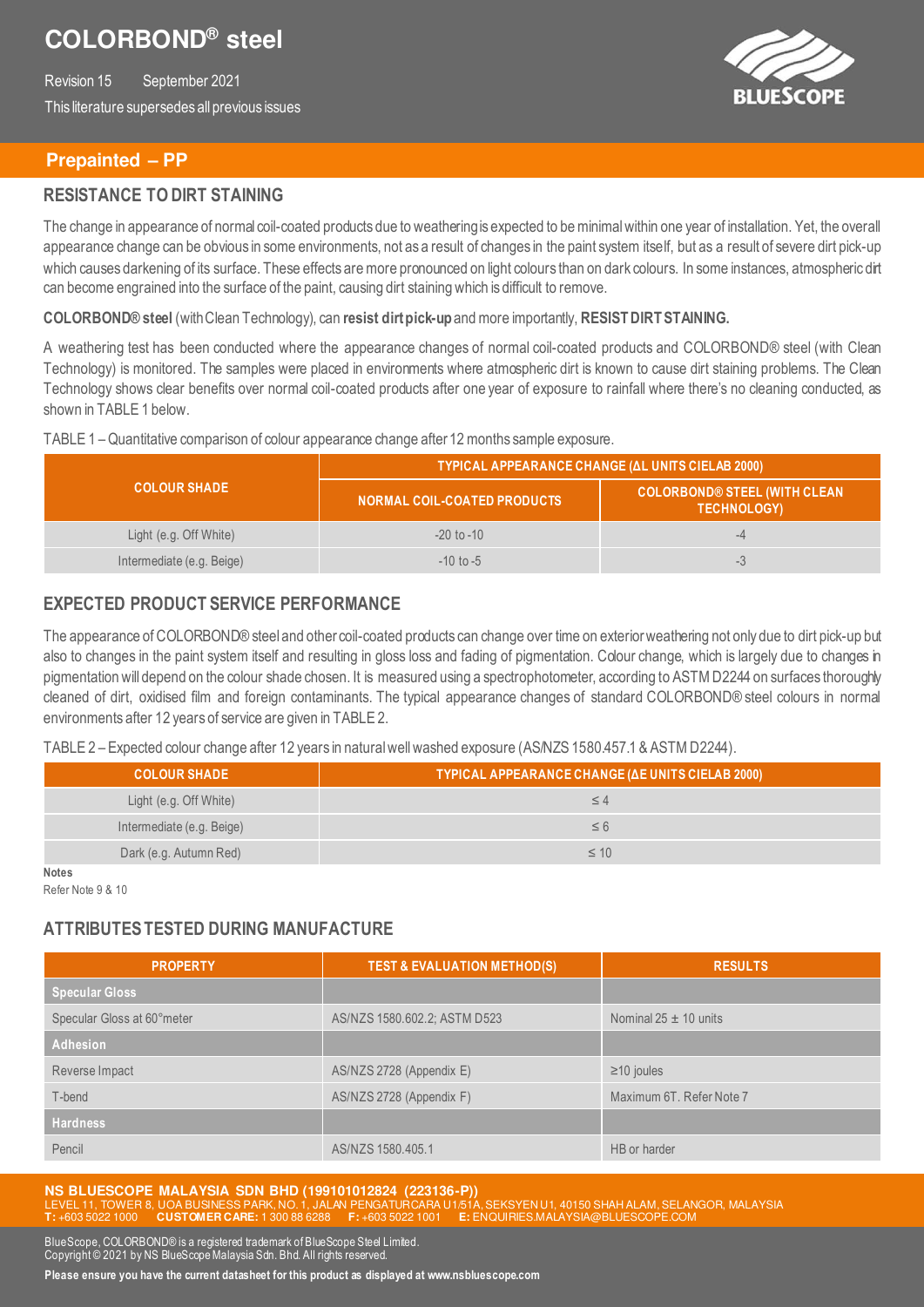## Prepainted – PP

### RESISTANCE TO DIRT STAINING

The change in appearance of normal coil-coated products due to weathering is expected to be minimal within one year of installation. Yet, the overall appearance change can be obvious in some environments, not as a result of changes in the paint system itself, but as a result of severe dirt pick-up which causes darkening of its surface. These effects are more pronounced on light colours than on dark colours. In some instances, atmospheric dirt can become engrained into the surface of the paint, causing dirt staining which is difficult to remove.

**COLORBOND® steel** (with Clean Technology), can **resist dirt pick-up** and more importantly, **RESIST DIRT STAINING.**

A weathering test has been conducted where the appearance changes of normal coil-coated products and COLORBOND® steel (with Clean Technology) is monitored. The samples were placed in environments where atmospheric dirt is known to cause dirt staining problems. The Clean Technology shows clear benefits over normal coil-coated products after one year of exposure to rainfall where there's no cleaning conducted, as shown in TABLE 1 below.

TABLE 1 – Quantitative comparison of colour appearance change after 12 months sample exposure.

| COLOUR SHADE | TYPICAL APPEARANCE CHANGE (ΔL UNITS CIELAB 2000) | |
|---|---|---|
| | NORMAL COIL-COATED PRODUCTS | COLORBOND® STEEL (WITH CLEAN TECHNOLOGY) |
| Light (e.g. Off White) | -20 to -10 | -4 |
| Intermediate (e.g. Beige) | -10 to -5 | -3 |

### EXPECTED PRODUCT SERVICE PERFORMANCE

The appearance of COLORBOND® steel and other coil-coated products can change over time on exterior weathering not only due to dirt pick-up but also to changes in the paint system itself and resulting in gloss loss and fading of pigmentation. Colour change, which is largely due to changes in pigmentation will depend on the colour shade chosen. It is measured using a spectrophotometer, according to ASTM D2244 on surfaces thoroughly cleaned of dirt, oxidised film and foreign contaminants. The typical appearance changes of standard COLORBOND® steel colours in normal environments after 12 years of service are given in TABLE 2.

TABLE 2 – Expected colour change after 12 years in natural well washed exposure (AS/NZS 1580.457.1 & ASTM D2244).

| COLOUR SHADE | TYPICAL APPEARANCE CHANGE (ΔE UNITS CIELAB 2000) |
|---|---|
| Light (e.g. Off White) | ≤ 4 |
| Intermediate (e.g. Beige) | ≤ 6 |
| Dark (e.g. Autumn Red) | ≤ 10 |

**Notes**

Refer Note 9 & 10

### ATTRIBUTES TESTED DURING MANUFACTURE

| PROPERTY | TEST & EVALUATION METHOD(S) | RESULTS |
|---|---|---|
| **Specular Gloss** | | |
| Specular Gloss at 60°meter | AS/NZS 1580.602.2; ASTM D523 | Nominal 25 ± 10 units |
| **Adhesion** | | |
| Reverse Impact | AS/NZS 2728 (Appendix E) | ≥10 joules |
| T-bend | AS/NZS 2728 (Appendix F) | Maximum 6T. Refer Note 7 |
| **Hardness** | | |
| Pencil | AS/NZS 1580.405.1 | HB or harder |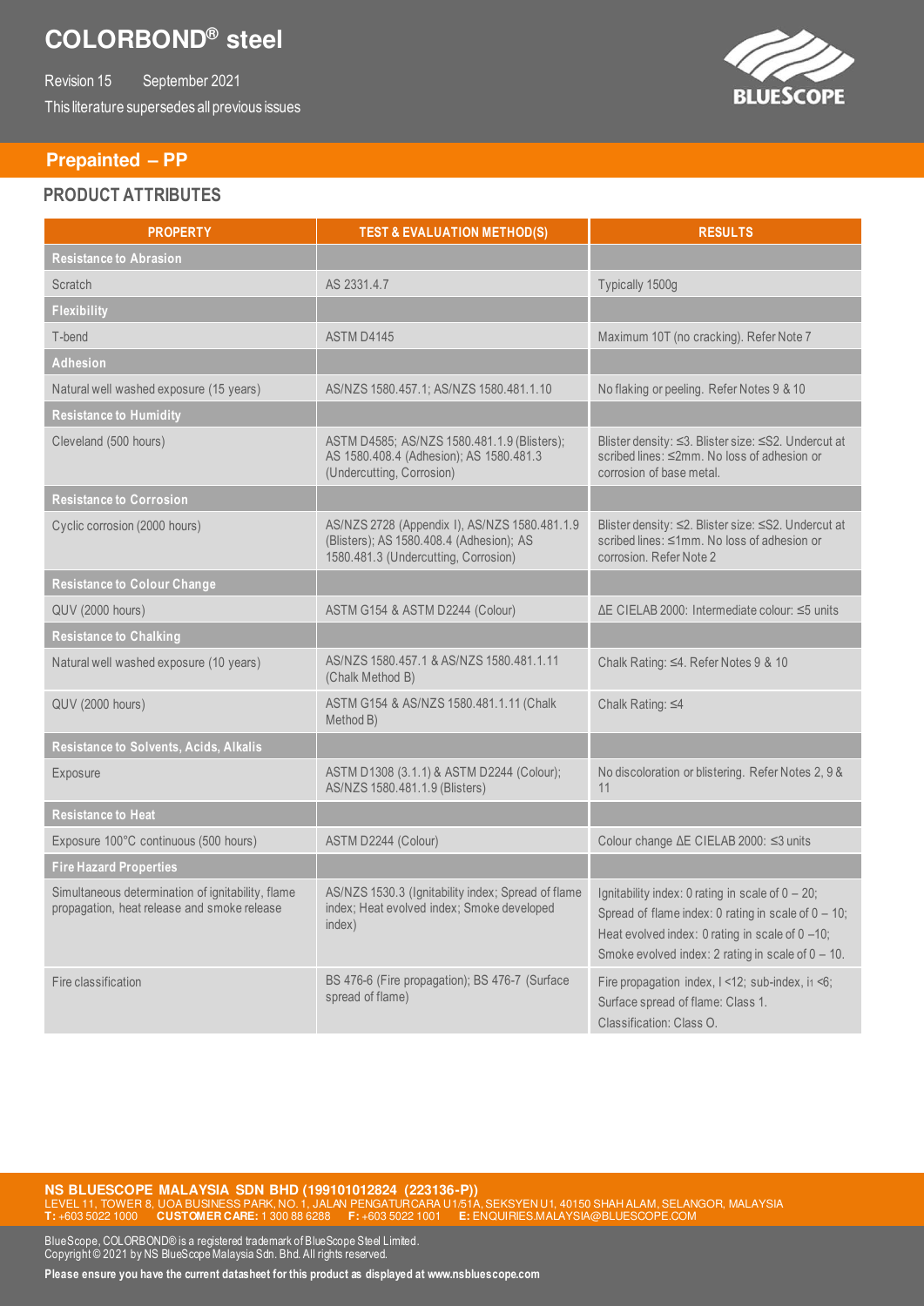# COLORBOND® steel

Revision 15 September 2021

This literature supersedes all previous issues

## Prepainted – PP

### PRODUCT ATTRIBUTES

| PROPERTY | TEST & EVALUATION METHOD(S) | RESULTS |
|---|---|---|
| **Resistance to Abrasion** | | |
| Scratch | AS 2331.4.7 | Typically 1500g |
| **Flexibility** | | |
| T-bend | ASTM D4145 | Maximum 10T (no cracking). Refer Note 7 |
| **Adhesion** | | |
| Natural well washed exposure (15 years) | AS/NZS 1580.457.1; AS/NZS 1580.481.1.10 | No flaking or peeling. Refer Notes 9 & 10 |
| **Resistance to Humidity** | | |
| Cleveland (500 hours) | ASTM D4585; AS/NZS 1580.481.1.9 (Blisters); AS 1580.408.4 (Adhesion); AS 1580.481.3 (Undercutting, Corrosion) | Blister density: ≤3. Blister size: ≤S2. Undercut at scribed lines: ≤2mm. No loss of adhesion or corrosion of base metal. |
| **Resistance to Corrosion** | | |
| Cyclic corrosion (2000 hours) | AS/NZS 2728 (Appendix I), AS/NZS 1580.481.1.9 (Blisters); AS 1580.408.4 (Adhesion); AS 1580.481.3 (Undercutting, Corrosion) | Blister density: ≤2. Blister size: ≤S2. Undercut at scribed lines: ≤1mm. No loss of adhesion or corrosion. Refer Note 2 |
| **Resistance to Colour Change** | | |
| QUV (2000 hours) | ASTM G154 & ASTM D2244 (Colour) | ΔE CIELAB 2000: Intermediate colour: ≤5 units |
| **Resistance to Chalking** | | |
| Natural well washed exposure (10 years) | AS/NZS 1580.457.1 & AS/NZS 1580.481.1.11 (Chalk Method B) | Chalk Rating: ≤4. Refer Notes 9 & 10 |
| QUV (2000 hours) | ASTM G154 & AS/NZS 1580.481.1.11 (Chalk Method B) | Chalk Rating: ≤4 |
| **Resistance to Solvents, Acids, Alkalis** | | |
| Exposure | ASTM D1308 (3.1.1) & ASTM D2244 (Colour); AS/NZS 1580.481.1.9 (Blisters) | No discoloration or blistering. Refer Notes 2, 9 & 11 |
| **Resistance to Heat** | | |
| Exposure 100°C continuous (500 hours) | ASTM D2244 (Colour) | Colour change ΔE CIELAB 2000: ≤3 units |
| **Fire Hazard Properties** | | |
| Simultaneous determination of ignitability, flame propagation, heat release and smoke release | AS/NZS 1530.3 (Ignitability index; Spread of flame index; Heat evolved index; Smoke developed index) | Ignitability index: 0 rating in scale of 0 – 20; Spread of flame index: 0 rating in scale of 0 – 10; Heat evolved index: 0 rating in scale of 0 –10; Smoke evolved index: 2 rating in scale of 0 – 10. |
| Fire classification | BS 476-6 (Fire propagation); BS 476-7 (Surface spread of flame) | Fire propagation index, I <12; sub-index, $i_1$ <6; Surface spread of flame: Class 1. Classification: Class O. |

**NS BLUESCOPE MALAYSIA SDN BHD (199101012824 (223136-P))**
LEVEL 11, TOWER 8, UOA BUSINESS PARK, NO. 1, JALAN PENGATURCARA U1/51A, SEKSYEN U1, 40150 SHAH ALAM, SELANGOR, MALAYSIA
**T:** +603 5022 1000 **CUSTOMER CARE:** 1 300 88 6288 **F:** +603 5022 1001 **E:** ENQUIRIES.MALAYSIA@BLUESCOPE.COM

BlueScope, COLORBOND® is a registered trademark of BlueScope Steel Limited.
Copyright © 2021 by NS BlueScope Malaysia Sdn. Bhd. All rights reserved.

**Please ensure you have the current datasheet for this product as displayed at www.nsbluescope.com**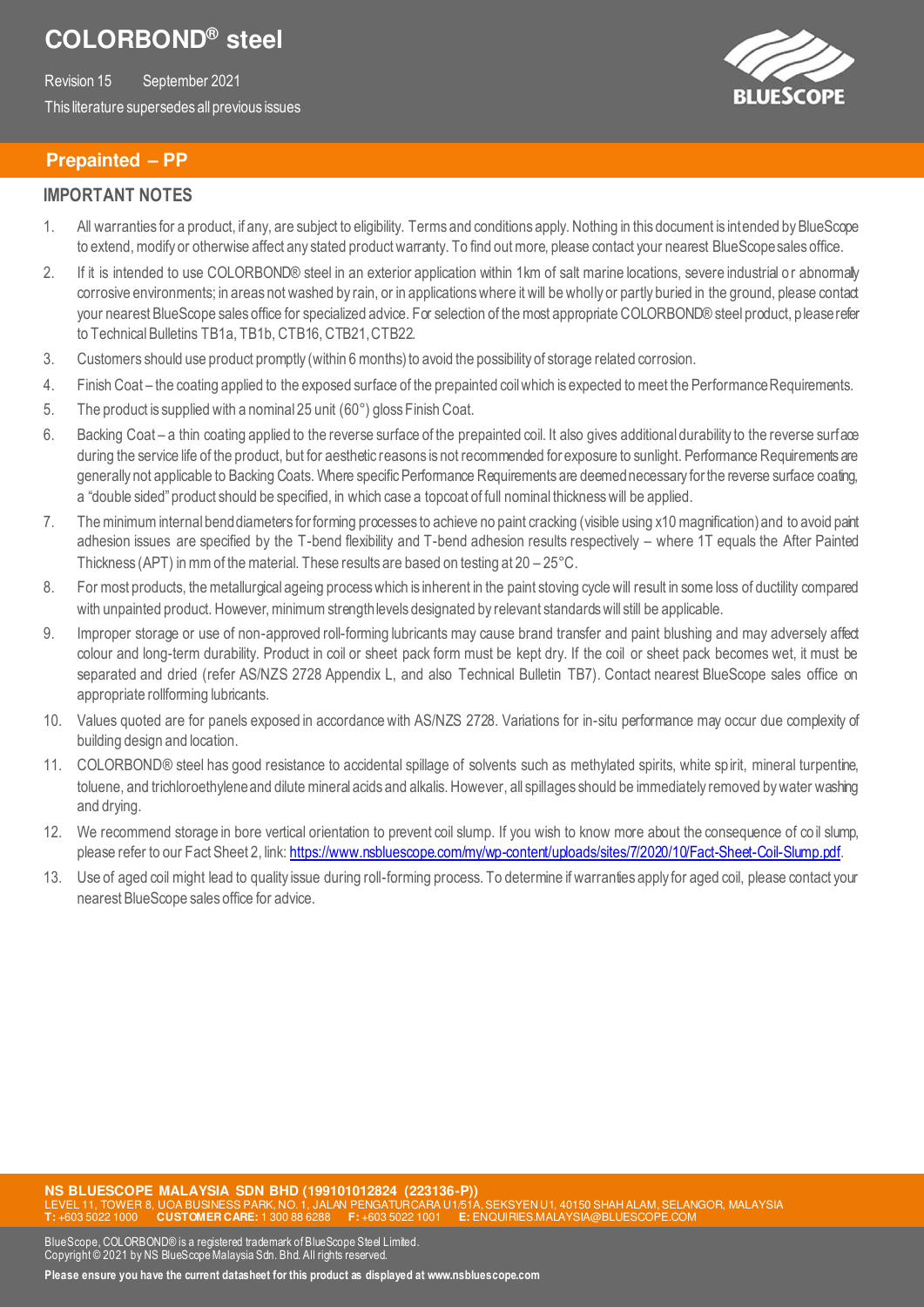# COLORBOND® steel

Revision 15 September 2021

This literature supersedes all previous issues

## Prepainted – PP

### IMPORTANT NOTES

1. All warranties for a product, if any, are subject to eligibility. Terms and conditions apply. Nothing in this document is intended by BlueScope to extend, modify or otherwise affect any stated product warranty. To find out more, please contact your nearest BlueScope sales office.
2. If it is intended to use COLORBOND® steel in an exterior application within 1km of salt marine locations, severe industrial or abnormally corrosive environments; in areas not washed by rain, or in applications where it will be wholly or partly buried in the ground, please contact your nearest BlueScope sales office for specialized advice. For selection of the most appropriate COLORBOND® steel product, please refer to Technical Bulletins TB1a, TB1b, CTB16, CTB21, CTB22.
3. Customers should use product promptly (within 6 months) to avoid the possibility of storage related corrosion.
4. Finish Coat – the coating applied to the exposed surface of the prepainted coil which is expected to meet the Performance Requirements.
5. The product is supplied with a nominal 25 unit (60°) gloss Finish Coat.
6. Backing Coat – a thin coating applied to the reverse surface of the prepainted coil. It also gives additional durability to the reverse surface during the service life of the product, but for aesthetic reasons is not recommended for exposure to sunlight. Performance Requirements are generally not applicable to Backing Coats. Where specific Performance Requirements are deemed necessary for the reverse surface coating, a "double sided" product should be specified, in which case a topcoat of full nominal thickness will be applied.
7. The minimum internal bend diameters for forming processes to achieve no paint cracking (visible using x10 magnification) and to avoid paint adhesion issues are specified by the T-bend flexibility and T-bend adhesion results respectively – where 1T equals the After Painted Thickness (APT) in mm of the material. These results are based on testing at 20 – 25°C.
8. For most products, the metallurgical ageing process which is inherent in the paint stoving cycle will result in some loss of ductility compared with unpainted product. However, minimum strength levels designated by relevant standards will still be applicable.
9. Improper storage or use of non-approved roll-forming lubricants may cause brand transfer and paint blushing and may adversely affect colour and long-term durability. Product in coil or sheet pack form must be kept dry. If the coil or sheet pack becomes wet, it must be separated and dried (refer AS/NZS 2728 Appendix L, and also Technical Bulletin TB7). Contact nearest BlueScope sales office on appropriate rollforming lubricants.
10. Values quoted are for panels exposed in accordance with AS/NZS 2728. Variations for in-situ performance may occur due complexity of building design and location.
11. COLORBOND® steel has good resistance to accidental spillage of solvents such as methylated spirits, white spirit, mineral turpentine, toluene, and trichloroethylene and dilute mineral acids and alkalis. However, all spillages should be immediately removed by water washing and drying.
12. We recommend storage in bore vertical orientation to prevent coil slump. If you wish to know more about the consequence of coil slump, please refer to our Fact Sheet 2, link: https://www.nsbluescope.com/my/wp-content/uploads/sites/7/2020/10/Fact-Sheet-Coil-Slump.pdf.
13. Use of aged coil might lead to quality issue during roll-forming process. To determine if warranties apply for aged coil, please contact your nearest BlueScope sales office for advice.

**NS BLUESCOPE MALAYSIA SDN BHD (199101012824 (223136-P))**
LEVEL 11, TOWER 8, UOA BUSINESS PARK, NO. 1, JALAN PENGATURCARA U1/51A, SEKSYEN U1, 40150 SHAH ALAM, SELANGOR, MALAYSIA
**T:** +603 5022 1000 **CUSTOMER CARE:** 1 300 88 6288 **F:** +603 5022 1001 **E:** ENQUIRIES.MALAYSIA@BLUESCOPE.COM

BlueScope, COLORBOND® is a registered trademark of BlueScope Steel Limited.
Copyright © 2021 by NS BlueScope Malaysia Sdn. Bhd. All rights reserved.

**Please ensure you have the current datasheet for this product as displayed at www.nsbluescope.com**